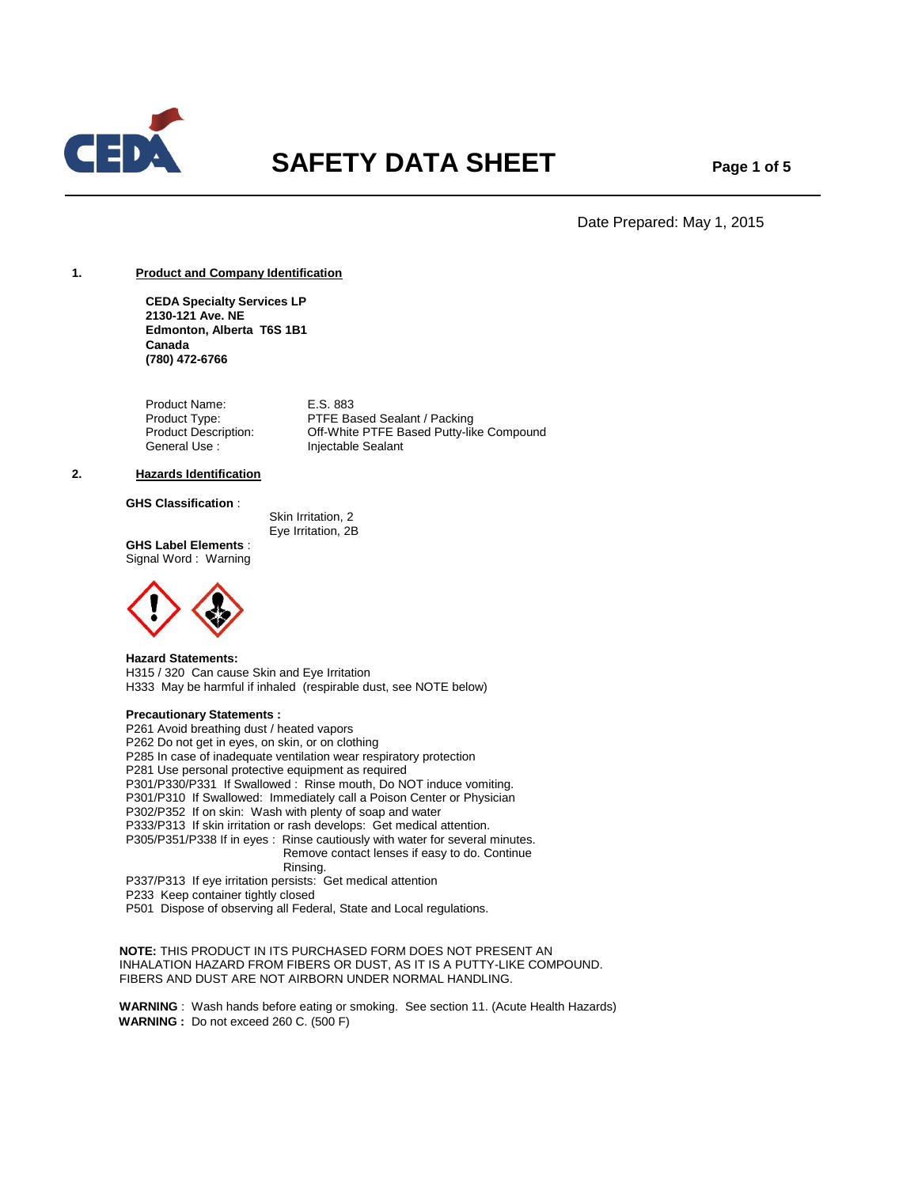# SAFETY DATA SHEET

Date Prepared: May 1, 2015

## 1. Product and Company Identification

**CEDA Specialty Services LP**
**2130-121 Ave. NE**
**Edmonton, Alberta T6S 1B1**
**Canada**
**(780) 472-6766**

| | |
|---|---|
| Product Name: | E.S. 883 |
| Product Type: | PTFE Based Sealant / Packing |
| Product Description: | Off-White PTFE Based Putty-like Compound |
| General Use : | Injectable Sealant |

## 2. Hazards Identification

**GHS Classification** :

Skin Irritation, 2
Eye Irritation, 2B

**GHS Label Elements** :
Signal Word : Warning

**Hazard Statements:**
H315 / 320 Can cause Skin and Eye Irritation
H333 May be harmful if inhaled (respirable dust, see NOTE below)

**Precautionary Statements :**
P261 Avoid breathing dust / heated vapors
P262 Do not get in eyes, on skin, or on clothing
P285 In case of inadequate ventilation wear respiratory protection
P281 Use personal protective equipment as required
P301/P330/P331 If Swallowed : Rinse mouth, Do NOT induce vomiting.
P301/P310 If Swallowed: Immediately call a Poison Center or Physician
P302/P352 If on skin: Wash with plenty of soap and water
P333/P313 If skin irritation or rash develops: Get medical attention.
P305/P351/P338 If in eyes : Rinse cautiously with water for several minutes. Remove contact lenses if easy to do. Continue Rinsing.
P337/P313 If eye irritation persists: Get medical attention
P233 Keep container tightly closed
P501 Dispose of observing all Federal, State and Local regulations.

**NOTE:** THIS PRODUCT IN ITS PURCHASED FORM DOES NOT PRESENT AN INHALATION HAZARD FROM FIBERS OR DUST, AS IT IS A PUTTY-LIKE COMPOUND. FIBERS AND DUST ARE NOT AIRBORN UNDER NORMAL HANDLING.

**WARNING** : Wash hands before eating or smoking. See section 11. (Acute Health Hazards)
**WARNING :** Do not exceed 260 C. (500 F)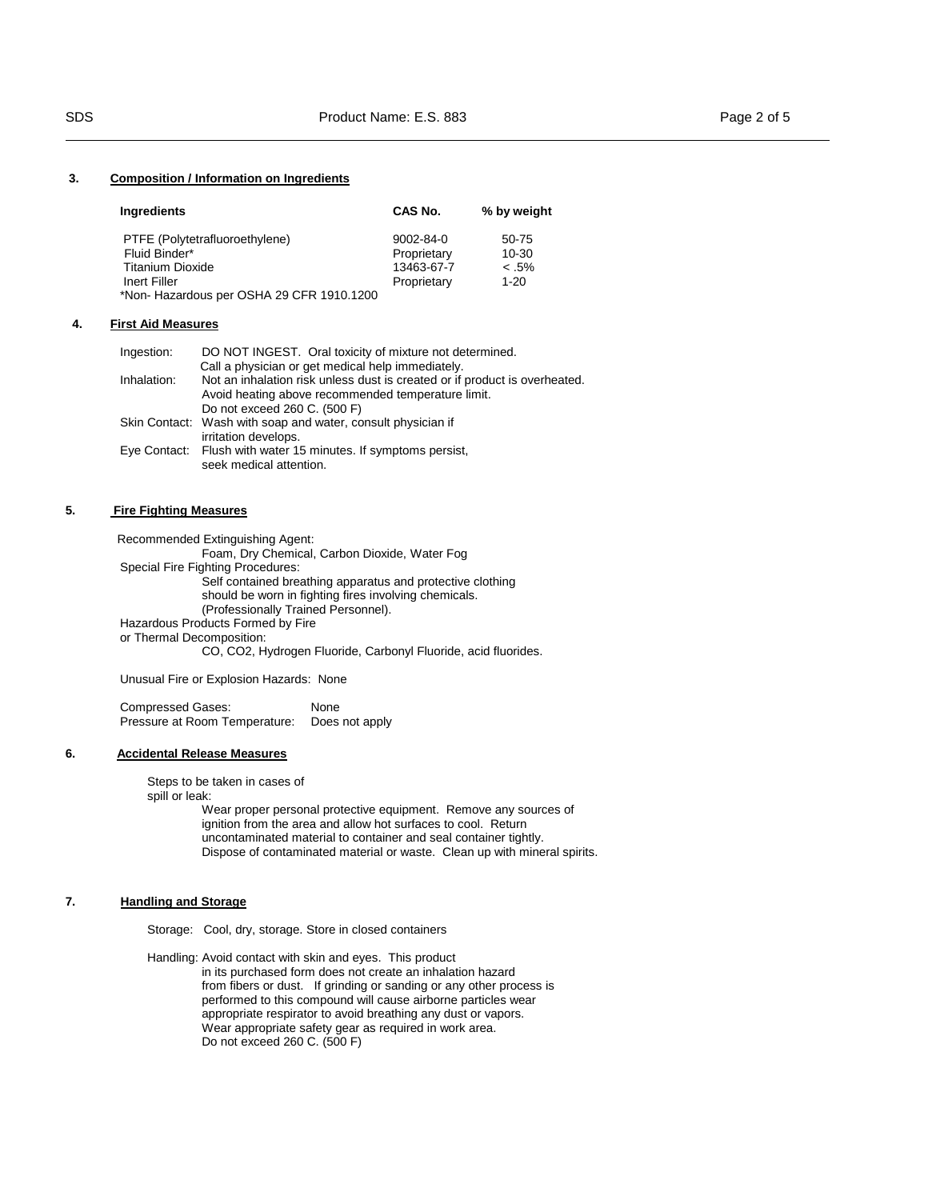## 3. Composition / Information on Ingredients

| Ingredients | CAS No. | % by weight |
|---|---|---|
| PTFE (Polytetrafluoroethylene) | 9002-84-0 | 50-75 |
| Fluid Binder* | Proprietary | 10-30 |
| Titanium Dioxide | 13463-67-7 | < .5% |
| Inert Filler | Proprietary | 1-20 |

*Non- Hazardous per OSHA 29 CFR 1910.1200

## 4. First Aid Measures

Ingestion: DO NOT INGEST. Oral toxicity of mixture not determined. Call a physician or get medical help immediately.

Inhalation: Not an inhalation risk unless dust is created or if product is overheated. Avoid heating above recommended temperature limit. Do not exceed 260 C. (500 F)

Skin Contact: Wash with soap and water, consult physician if irritation develops.

Eye Contact: Flush with water 15 minutes. If symptoms persist, seek medical attention.

## 5. Fire Fighting Measures

Recommended Extinguishing Agent:
Foam, Dry Chemical, Carbon Dioxide, Water Fog

Special Fire Fighting Procedures:
Self contained breathing apparatus and protective clothing should be worn in fighting fires involving chemicals. (Professionally Trained Personnel).

Hazardous Products Formed by Fire or Thermal Decomposition:
CO, CO2, Hydrogen Fluoride, Carbonyl Fluoride, acid fluorides.

Unusual Fire or Explosion Hazards: None

Compressed Gases: None
Pressure at Room Temperature: Does not apply

## 6. Accidental Release Measures

Steps to be taken in cases of spill or leak:
Wear proper personal protective equipment. Remove any sources of ignition from the area and allow hot surfaces to cool. Return uncontaminated material to container and seal container tightly. Dispose of contaminated material or waste. Clean up with mineral spirits.

## 7. Handling and Storage

Storage: Cool, dry, storage. Store in closed containers

Handling: Avoid contact with skin and eyes. This product in its purchased form does not create an inhalation hazard from fibers or dust. If grinding or sanding or any other process is performed to this compound will cause airborne particles wear appropriate respirator to avoid breathing any dust or vapors. Wear appropriate safety gear as required in work area. Do not exceed 260 C. (500 F)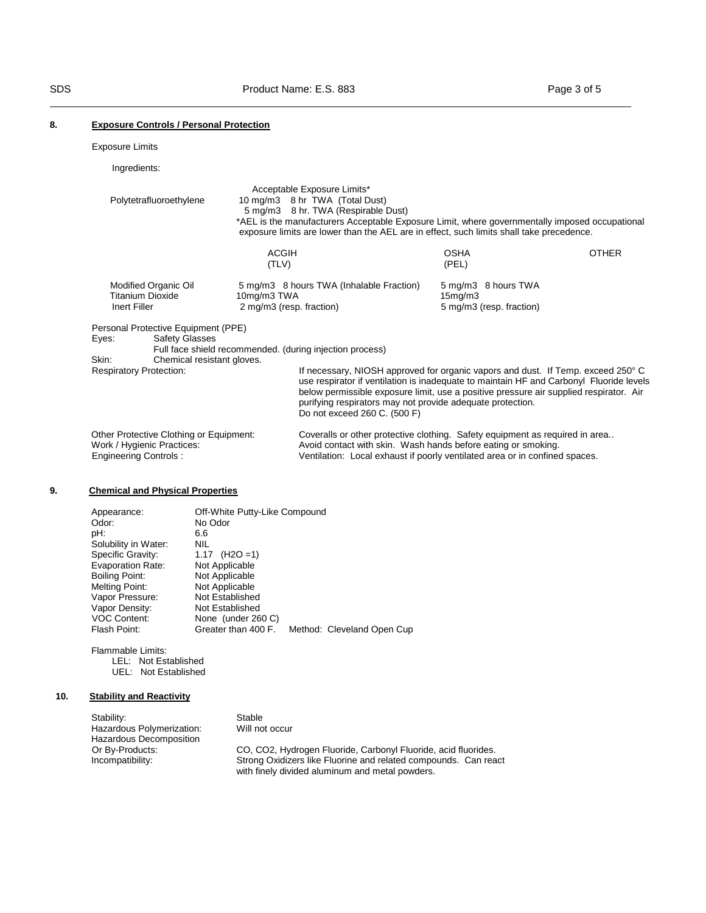## 8. Exposure Controls / Personal Protection

Exposure Limits

Ingredients:

| | Acceptable Exposure Limits* |
|---|---|
| Polytetrafluoroethylene | 10 mg/m3 8 hr TWA (Total Dust)<br>5 mg/m3 8 hr. TWA (Respirable Dust) |

*AEL is the manufacturers Acceptable Exposure Limit, where governmentally imposed occupational exposure limits are lower than the AEL are in effect, such limits shall take precedence.

| | ACGIH (TLV) | OSHA (PEL) | OTHER |
|---|---|---|---|
| Modified Organic Oil | 5 mg/m3 8 hours TWA (Inhalable Fraction) | 5 mg/m3 8 hours TWA | |
| Titanium Dioxide | 10mg/m3 TWA | 15mg/m3 | |
| Inert Filler | 2 mg/m3 (resp. fraction) | 5 mg/m3 (resp. fraction) | |

Personal Protective Equipment (PPE)

Eyes: Safety Glasses
Full face shield recommended. (during injection process)

Skin: Chemical resistant gloves.

Respiratory Protection: If necessary, NIOSH approved for organic vapors and dust. If Temp. exceed 250° C use respirator if ventilation is inadequate to maintain HF and Carbonyl Fluoride levels below permissible exposure limit, use a positive pressure air supplied respirator. Air purifying respirators may not provide adequate protection.
Do not exceed 260 C. (500 F)

Other Protective Clothing or Equipment: Coveralls or other protective clothing. Safety equipment as required in area..

Work / Hygienic Practices: Avoid contact with skin. Wash hands before eating or smoking.

Engineering Controls : Ventilation: Local exhaust if poorly ventilated area or in confined spaces.

## 9. Chemical and Physical Properties

| | |
|---|---|
| Appearance: | Off-White Putty-Like Compound |
| Odor: | No Odor |
| pH: | 6.6 |
| Solubility in Water: | NIL |
| Specific Gravity: | 1.17 ($H_2O$ =1) |
| Evaporation Rate: | Not Applicable |
| Boiling Point: | Not Applicable |
| Melting Point: | Not Applicable |
| Vapor Pressure: | Not Established |
| Vapor Density: | Not Established |
| VOC Content: | None (under 260 C) |
| Flash Point: | Greater than 400 F. Method: Cleveland Open Cup |

Flammable Limits:
- LEL: Not Established
- UEL: Not Established

## 10. Stability and Reactivity

| | |
|---|---|
| Stability: | Stable |
| Hazardous Polymerization: | Will not occur |
| Hazardous Decomposition Or By-Products: | CO, $CO_2$, Hydrogen Fluoride, Carbonyl Fluoride, acid fluorides. |
| Incompatibility: | Strong Oxidizers like Fluorine and related compounds. Can react with finely divided aluminum and metal powders. |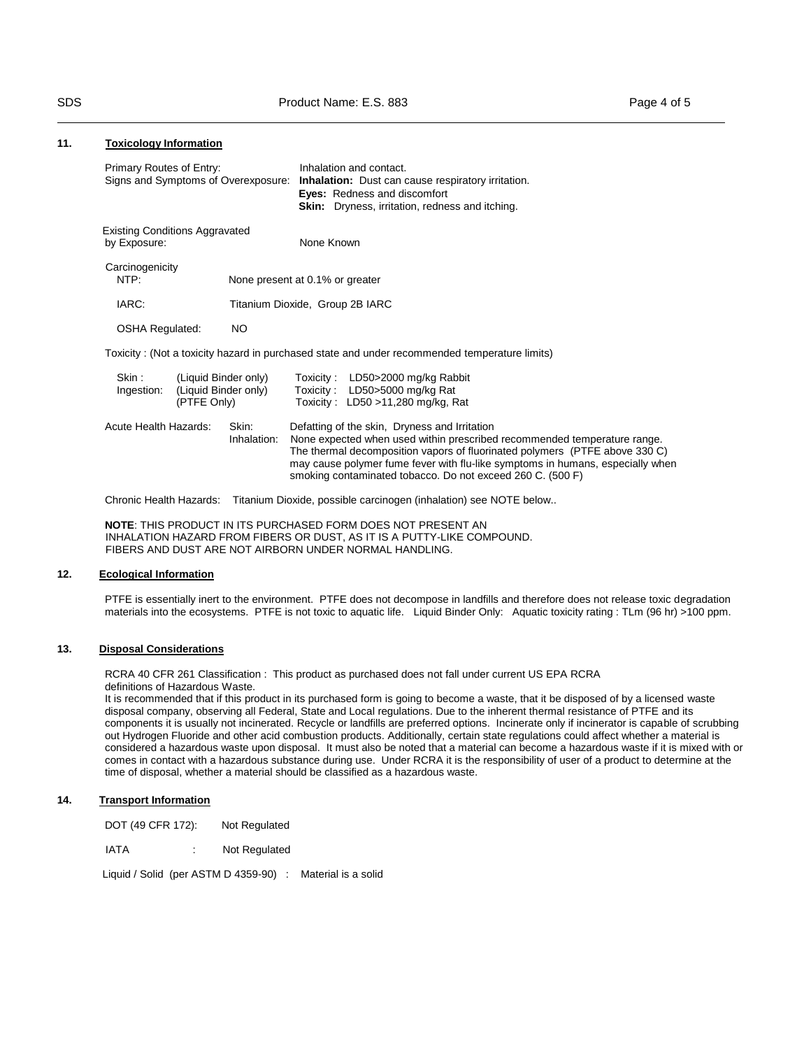## 11. Toxicology Information

Primary Routes of Entry: Inhalation and contact.

Signs and Symptoms of Overexposure: **Inhalation:** Dust can cause respiratory irritation.
**Eyes:** Redness and discomfort
**Skin:** Dryness, irritation, redness and itching.

Existing Conditions Aggravated by Exposure: None Known

Carcinogenicity
NTP: None present at 0.1% or greater

IARC: Titanium Dioxide, Group 2B IARC

OSHA Regulated: NO

Toxicity : (Not a toxicity hazard in purchased state and under recommended temperature limits)

| | | |
|---|---|---|
| Skin : | (Liquid Binder only) | Toxicity : LD50>2000 mg/kg Rabbit |
| Ingestion: | (Liquid Binder only) | Toxicity : LD50>5000 mg/kg Rat |
| | (PTFE Only) | Toxicity : LD50 >11,280 mg/kg, Rat |

Acute Health Hazards:
Skin: Defatting of the skin, Dryness and Irritation
Inhalation: None expected when used within prescribed recommended temperature range. The thermal decomposition vapors of fluorinated polymers (PTFE above 330 C) may cause polymer fume fever with flu-like symptoms in humans, especially when smoking contaminated tobacco. Do not exceed 260 C. (500 F)

Chronic Health Hazards: Titanium Dioxide, possible carcinogen (inhalation) see NOTE below..

**NOTE**: THIS PRODUCT IN ITS PURCHASED FORM DOES NOT PRESENT AN INHALATION HAZARD FROM FIBERS OR DUST, AS IT IS A PUTTY-LIKE COMPOUND. FIBERS AND DUST ARE NOT AIRBORN UNDER NORMAL HANDLING.

## 12. Ecological Information

PTFE is essentially inert to the environment. PTFE does not decompose in landfills and therefore does not release toxic degradation materials into the ecosystems. PTFE is not toxic to aquatic life. Liquid Binder Only: Aquatic toxicity rating : TLm (96 hr) >100 ppm.

## 13. Disposal Considerations

RCRA 40 CFR 261 Classification : This product as purchased does not fall under current US EPA RCRA definitions of Hazardous Waste.
It is recommended that if this product in its purchased form is going to become a waste, that it be disposed of by a licensed waste disposal company, observing all Federal, State and Local regulations. Due to the inherent thermal resistance of PTFE and its components it is usually not incinerated. Recycle or landfills are preferred options. Incinerate only if incinerator is capable of scrubbing out Hydrogen Fluoride and other acid combustion products. Additionally, certain state regulations could affect whether a material is considered a hazardous waste upon disposal. It must also be noted that a material can become a hazardous waste if it is mixed with or comes in contact with a hazardous substance during use. Under RCRA it is the responsibility of user of a product to determine at the time of disposal, whether a material should be classified as a hazardous waste.

## 14. Transport Information

DOT (49 CFR 172): Not Regulated

IATA : Not Regulated

Liquid / Solid (per ASTM D 4359-90) : Material is a solid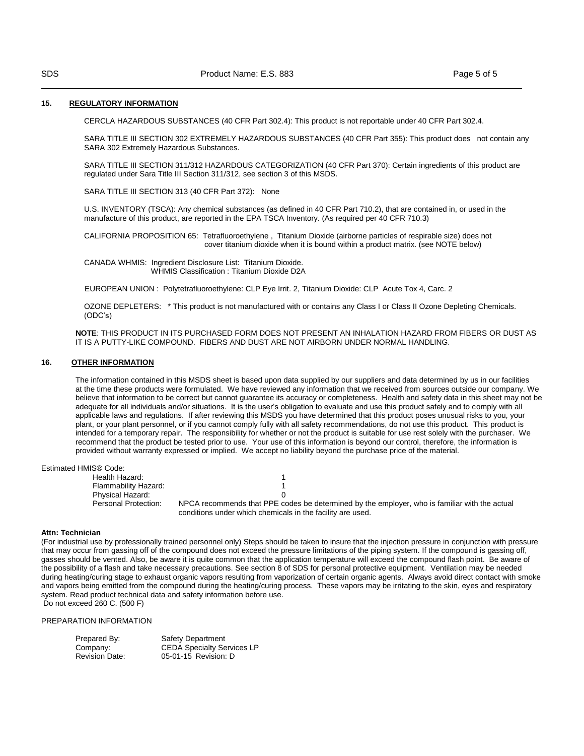## 15. REGULATORY INFORMATION

CERCLA HAZARDOUS SUBSTANCES (40 CFR Part 302.4): This product is not reportable under 40 CFR Part 302.4.

SARA TITLE III SECTION 302 EXTREMELY HAZARDOUS SUBSTANCES (40 CFR Part 355): This product does not contain any SARA 302 Extremely Hazardous Substances.

SARA TITLE III SECTION 311/312 HAZARDOUS CATEGORIZATION (40 CFR Part 370): Certain ingredients of this product are regulated under Sara Title III Section 311/312, see section 3 of this MSDS.

SARA TITLE III SECTION 313 (40 CFR Part 372): None

U.S. INVENTORY (TSCA): Any chemical substances (as defined in 40 CFR Part 710.2), that are contained in, or used in the manufacture of this product, are reported in the EPA TSCA Inventory. (As required per 40 CFR 710.3)

CALIFORNIA PROPOSITION 65: Tetrafluoroethylene , Titanium Dioxide (airborne particles of respirable size) does not cover titanium dioxide when it is bound within a product matrix. (see NOTE below)

CANADA WHMIS: Ingredient Disclosure List: Titanium Dioxide.
WHMIS Classification : Titanium Dioxide D2A

EUROPEAN UNION : Polytetrafluoroethylene: CLP Eye Irrit. 2, Titanium Dioxide: CLP Acute Tox 4, Carc. 2

OZONE DEPLETERS: * This product is not manufactured with or contains any Class I or Class II Ozone Depleting Chemicals. (ODC's)

**NOTE**: THIS PRODUCT IN ITS PURCHASED FORM DOES NOT PRESENT AN INHALATION HAZARD FROM FIBERS OR DUST AS IT IS A PUTTY-LIKE COMPOUND. FIBERS AND DUST ARE NOT AIRBORN UNDER NORMAL HANDLING.

## 16. OTHER INFORMATION

The information contained in this MSDS sheet is based upon data supplied by our suppliers and data determined by us in our facilities at the time these products were formulated. We have reviewed any information that we received from sources outside our company. We believe that information to be correct but cannot guarantee its accuracy or completeness. Health and safety data in this sheet may not be adequate for all individuals and/or situations. It is the user's obligation to evaluate and use this product safely and to comply with all applicable laws and regulations. If after reviewing this MSDS you have determined that this product poses unusual risks to you, your plant, or your plant personnel, or if you cannot comply fully with all safety recommendations, do not use this product. This product is intended for a temporary repair. The responsibility for whether or not the product is suitable for use rest solely with the purchaser. We recommend that the product be tested prior to use. Your use of this information is beyond our control, therefore, the information is provided without warranty expressed or implied. We accept no liability beyond the purchase price of the material.

Estimated HMIS® Code:

| | |
|---|---|
| Health Hazard: | 1 |
| Flammability Hazard: | 1 |
| Physical Hazard: | 0 |
| Personal Protection: | NPCA recommends that PPE codes be determined by the employer, who is familiar with the actual conditions under which chemicals in the facility are used. |

**Attn: Technician**

(For industrial use by professionally trained personnel only) Steps should be taken to insure that the injection pressure in conjunction with pressure that may occur from gassing off of the compound does not exceed the pressure limitations of the piping system. If the compound is gassing off, gasses should be vented. Also, be aware it is quite common that the application temperature will exceed the compound flash point. Be aware of the possibility of a flash and take necessary precautions. See section 8 of SDS for personal protective equipment. Ventilation may be needed during heating/curing stage to exhaust organic vapors resulting from vaporization of certain organic agents. Always avoid direct contact with smoke and vapors being emitted from the compound during the heating/curing process. These vapors may be irritating to the skin, eyes and respiratory system. Read product technical data and safety information before use.
Do not exceed 260 C. (500 F)

PREPARATION INFORMATION

| | |
|---|---|
| Prepared By: | Safety Department |
| Company: | CEDA Specialty Services LP |
| Revision Date: | 05-01-15 Revision: D |